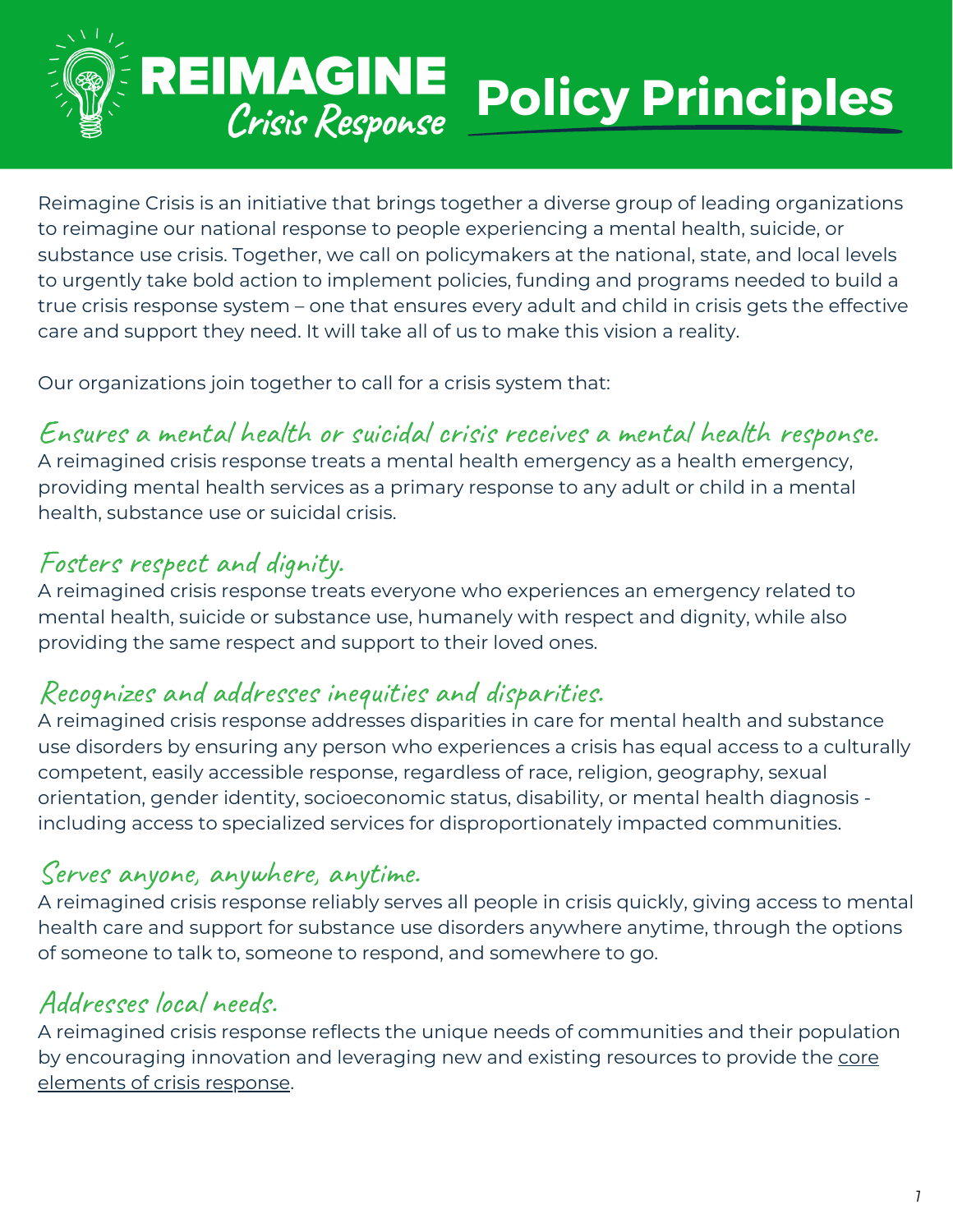# REIMAGINE Crisis Response Policy Principles

Reimagine Crisis is an initiative that brings together a diverse group of leading organizations to reimagine our national response to people experiencing a mental health, suicide, or substance use crisis. Together, we call on policymakers at the national, state, and local levels to urgently take bold action to implement policies, funding and programs needed to build a true crisis response system – one that ensures every adult and child in crisis gets the effective care and support they need. It will take all of us to make this vision a reality.

Our organizations join together to call for a crisis system that:

## Ensures a mental health or suicidal crisis receives a mental health response.

A reimagined crisis response treats a mental health emergency as a health emergency, providing mental health services as a primary response to any adult or child in a mental health, substance use or suicidal crisis.

## Fosters respect and dignity.

A reimagined crisis response treats everyone who experiences an emergency related to mental health, suicide or substance use, humanely with respect and dignity, while also providing the same respect and support to their loved ones.

## Recognizes and addresses inequities and disparities.

A reimagined crisis response addresses disparities in care for mental health and substance use disorders by ensuring any person who experiences a crisis has equal access to a culturally competent, easily accessible response, regardless of race, religion, geography, sexual orientation, gender identity, socioeconomic status, disability, or mental health diagnosis - including access to specialized services for disproportionately impacted communities.

## Serves anyone, anywhere, anytime.

A reimagined crisis response reliably serves all people in crisis quickly, giving access to mental health care and support for substance use disorders anywhere anytime, through the options of someone to talk to, someone to respond, and somewhere to go.

## Addresses local needs.

A reimagined crisis response reflects the unique needs of communities and their population by encouraging innovation and leveraging new and existing resources to provide the core elements of crisis response.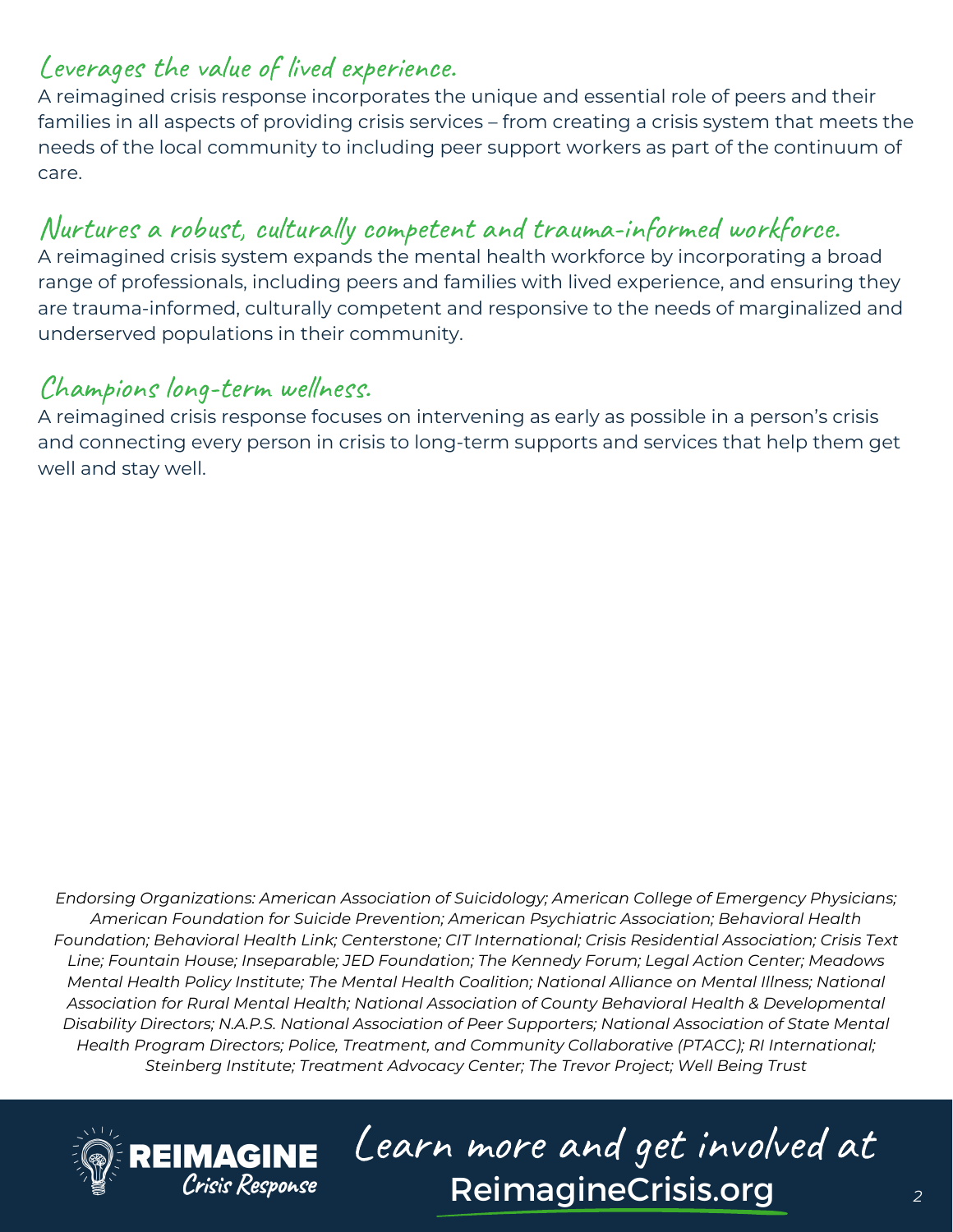## Leverages the value of lived experience.

A reimagined crisis response incorporates the unique and essential role of peers and their families in all aspects of providing crisis services – from creating a crisis system that meets the needs of the local community to including peer support workers as part of the continuum of care.

## Nurtures a robust, culturally competent and trauma-informed workforce.

A reimagined crisis system expands the mental health workforce by incorporating a broad range of professionals, including peers and families with lived experience, and ensuring they are trauma-informed, culturally competent and responsive to the needs of marginalized and underserved populations in their community.

## Champions long-term wellness.

A reimagined crisis response focuses on intervening as early as possible in a person's crisis and connecting every person in crisis to long-term supports and services that help them get well and stay well.

*Endorsing Organizations: American Association of Suicidology; American College of Emergency Physicians; American Foundation for Suicide Prevention; American Psychiatric Association; Behavioral Health Foundation; Behavioral Health Link; Centerstone; CIT International; Crisis Residential Association; Crisis Text Line; Fountain House; Inseparable; JED Foundation; The Kennedy Forum; Legal Action Center; Meadows Mental Health Policy Institute; The Mental Health Coalition; National Alliance on Mental Illness; National Association for Rural Mental Health; National Association of County Behavioral Health & Developmental Disability Directors; N.A.P.S. National Association of Peer Supporters; National Association of State Mental Health Program Directors; Police, Treatment, and Community Collaborative (PTACC); RI International; Steinberg Institute; Treatment Advocacy Center; The Trevor Project; Well Being Trust*

REIMAGINE Crisis Response

Learn more and get involved at ReimagineCrisis.org